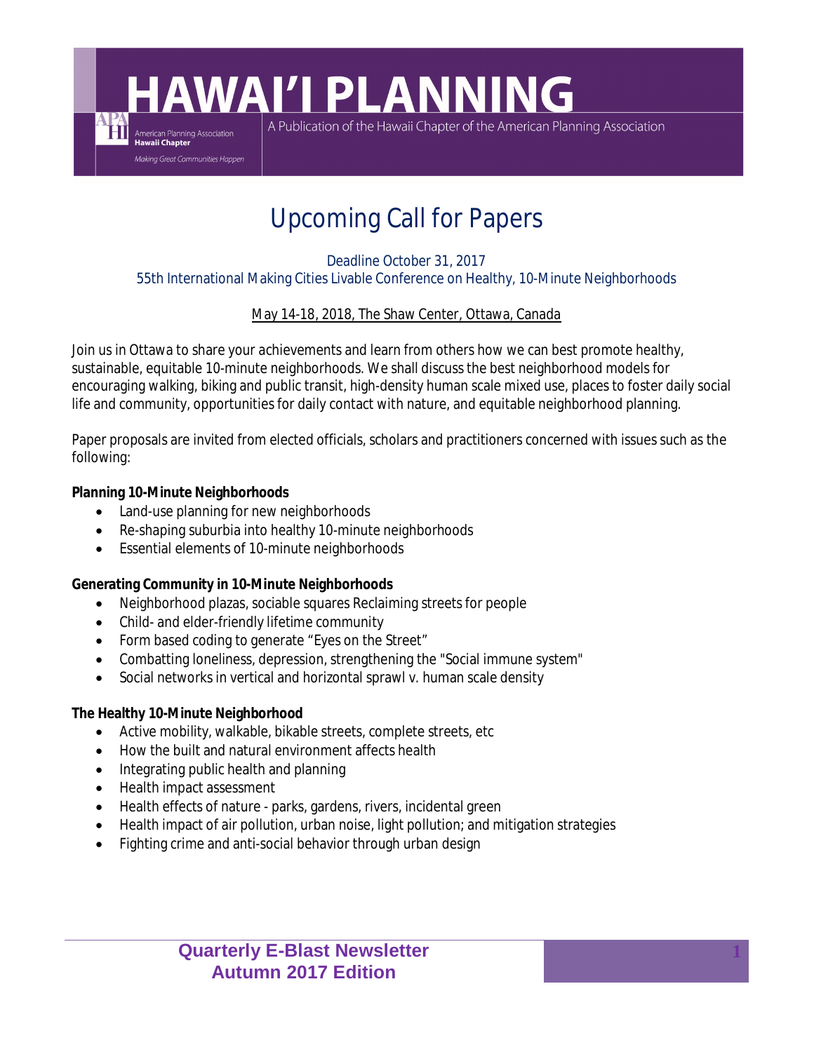# HAWAI'I PLANNING

A Publication of the Hawaii Chapter of the American Planning Association

American Planning Association **Hawaii Chapter**

*Making Great Communities Happen*

## Upcoming Call for Papers

Deadline October 31, 2017
55th International Making Cities Livable Conference on Healthy, 10-Minute Neighborhoods

May 14-18, 2018, The Shaw Center, Ottawa, Canada

Join us in Ottawa to share your achievements and learn from others how we can best promote healthy, sustainable, equitable 10-minute neighborhoods. We shall discuss the best neighborhood models for encouraging walking, biking and public transit, high-density human scale mixed use, places to foster daily social life and community, opportunities for daily contact with nature, and equitable neighborhood planning.

Paper proposals are invited from elected officials, scholars and practitioners concerned with issues such as the following:

**Planning 10-Minute Neighborhoods**

- Land-use planning for new neighborhoods
- Re-shaping suburbia into healthy 10-minute neighborhoods
- Essential elements of 10-minute neighborhoods

**Generating Community in 10-Minute Neighborhoods**

- Neighborhood plazas, sociable squares Reclaiming streets for people
- Child- and elder-friendly lifetime community
- Form based coding to generate "Eyes on the Street"
- Combatting loneliness, depression, strengthening the "Social immune system"
- Social networks in vertical and horizontal sprawl v. human scale density

**The Healthy 10-Minute Neighborhood**

- Active mobility, walkable, bikable streets, complete streets, etc
- How the built and natural environment affects health
- Integrating public health and planning
- Health impact assessment
- Health effects of nature - parks, gardens, rivers, incidental green
- Health impact of air pollution, urban noise, light pollution; and mitigation strategies
- Fighting crime and anti-social behavior through urban design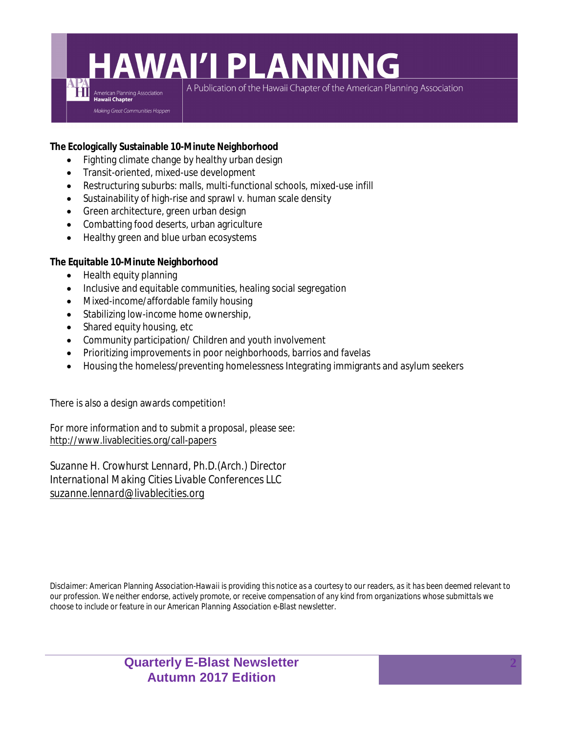**The Ecologically Sustainable 10-Minute Neighborhood**

- Fighting climate change by healthy urban design
- Transit-oriented, mixed-use development
- Restructuring suburbs: malls, multi-functional schools, mixed-use infill
- Sustainability of high-rise and sprawl v. human scale density
- Green architecture, green urban design
- Combatting food deserts, urban agriculture
- Healthy green and blue urban ecosystems

**The Equitable 10-Minute Neighborhood**

- Health equity planning
- Inclusive and equitable communities, healing social segregation
- Mixed-income/affordable family housing
- Stabilizing low-income home ownership,
- Shared equity housing, etc
- Community participation/ Children and youth involvement
- Prioritizing improvements in poor neighborhoods, barrios and favelas
- Housing the homeless/preventing homelessness Integrating immigrants and asylum seekers

There is also a design awards competition!

For more information and to submit a proposal, please see:
http://www.livablecities.org/call-papers

*Suzanne H. Crowhurst Lennard, Ph.D.(Arch.) Director*
*International Making Cities Livable Conferences LLC*
*suzanne.lennard@livablecities.org*

*Disclaimer: American Planning Association-Hawaii is providing this notice as a courtesy to our readers, as it has been deemed relevant to our profession. We neither endorse, actively promote, or receive compensation of any kind from organizations whose submittals we choose to include or feature in our American Planning Association e-Blast newsletter.*